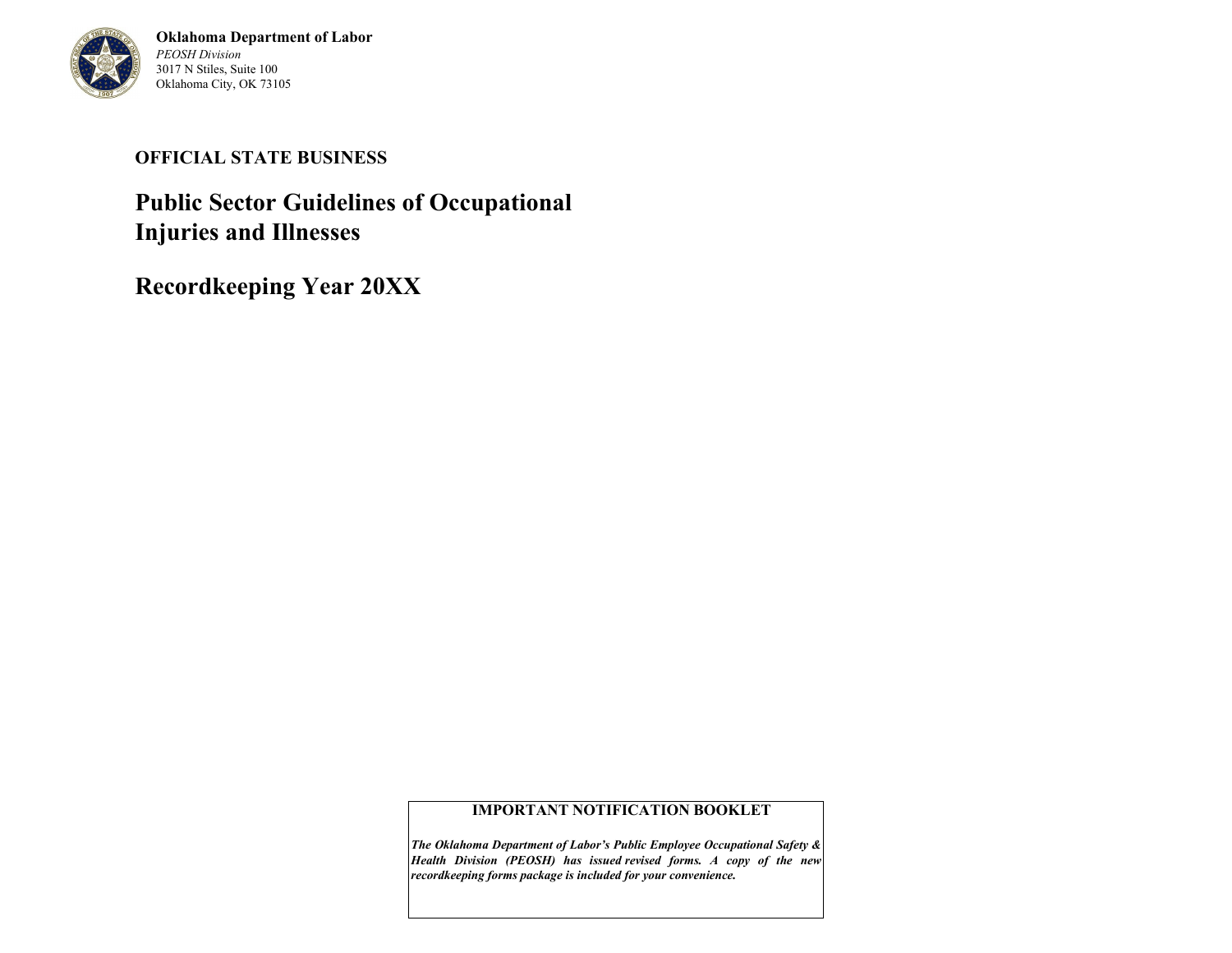**Oklahoma Department of Labor**
*PEOSH Division*
3017 N Stiles, Suite 100
Oklahoma City, OK 73105

**OFFICIAL STATE BUSINESS**

# Public Sector Guidelines of Occupational Injuries and Illnesses

# Recordkeeping Year 20XX

**IMPORTANT NOTIFICATION BOOKLET**

***The Oklahoma Department of Labor's Public Employee Occupational Safety & Health Division (PEOSH) has issued revised forms. A copy of the new recordkeeping forms package is included for your convenience.***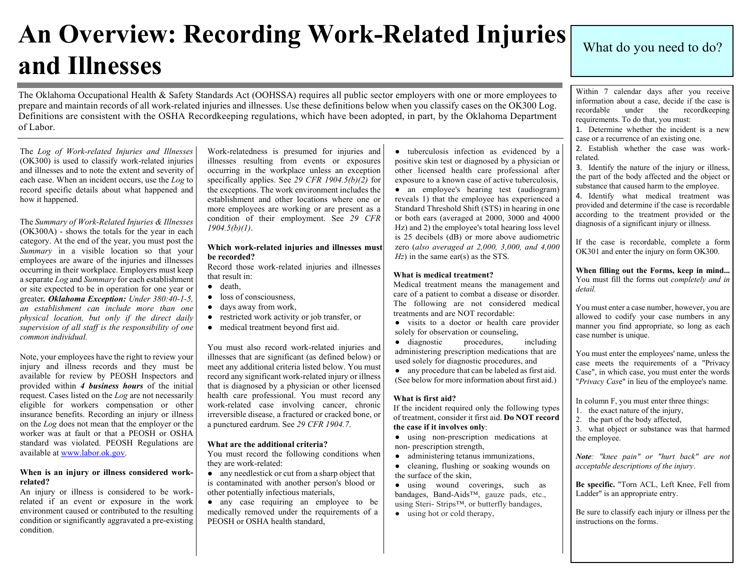# An Overview: Recording Work-Related Injuries and Illnesses

The Oklahoma Occupational Health & Safety Standards Act (OOHSSA) requires all public sector employers with one or more employees to prepare and maintain records of all work-related injuries and illnesses. Use these definitions below when you classify cases on the OK300 Log. Definitions are consistent with the OSHA Recordkeeping regulations, which have been adopted, in part, by the Oklahoma Department of Labor.

The *Log of Work-related Injuries and Illnesses* (OK300) is used to classify work-related injuries and illnesses and to note the extent and severity of each case. When an incident occurs, use the *Log* to record specific details about what happened and how it happened.

The *Summary of Work-Related Injuries & Illnesses* (OK300A) - shows the totals for the year in each category. At the end of the year, you must post the *Summary* in a visible location so that your employees are aware of the injuries and illnesses occurring in their workplace. Employers must keep a separate *Log* and *Summary* for each establishment or site expected to be in operation for one year or greater***. Oklahoma Exception:*** *Under 380:40-1-5, an establishment can include more than one physical location, but only if the direct daily supervision of all staff is the responsibility of one common individual.*

Note, your employees have the right to review your injury and illness records and they must be available for review by PEOSH Inspectors and provided within ***4 business hours*** of the initial request. Cases listed on the *Log* are not necessarily eligible for workers compensation or other insurance benefits. Recording an injury or illness on the *Log* does not mean that the employer or the worker was at fault or that a PEOSH or OSHA standard was violated. PEOSH Regulations are available at www.labor.ok.gov.

**When is an injury or illness considered work-related?**

An injury or illness is considered to be work-related if an event or exposure in the work environment caused or contributed to the resulting condition or significantly aggravated a pre-existing condition.

Work-relatedness is presumed for injuries and illnesses resulting from events or exposures occurring in the workplace unless an exception specifically applies. See *29 CFR 1904.5(b)(2)* for the exceptions. The work environment includes the establishment and other locations where one or more employees are working or are present as a condition of their employment. See *29 CFR 1904.5(b)(1)*.

**Which work-related injuries and illnesses must be recorded?**

Record those work-related injuries and illnesses that result in:

- death,
- loss of consciousness,
- days away from work,
- restricted work activity or job transfer, or
- medical treatment beyond first aid.

You must also record work-related injuries and illnesses that are significant (as defined below) or meet any additional criteria listed below. You must record any significant work-related injury or illness that is diagnosed by a physician or other licensed health care professional. You must record any work-related case involving cancer, chronic irreversible disease, a fractured or cracked bone, or a punctured eardrum. See *29 CFR 1904.7*.

**What are the additional criteria?**

You must record the following conditions when they are work-related:

- any needlestick or cut from a sharp object that is contaminated with another person's blood or other potentially infectious materials,
- any case requiring an employee to be medically removed under the requirements of a PEOSH or OSHA health standard,
- tuberculosis infection as evidenced by a positive skin test or diagnosed by a physician or other licensed health care professional after exposure to a known case of active tuberculosis,
- an employee's hearing test (audiogram) reveals 1) that the employee has experienced a Standard Threshold Shift (STS) in hearing in one or both ears (averaged at 2000, 3000 and 4000 Hz) and 2) the employee's total hearing loss level is 25 decibels (dB) or more above audiometric zero (*also averaged at 2,000, 3,000, and 4,000 Hz*) in the same ear(s) as the STS.

**What is medical treatment?**

Medical treatment means the management and care of a patient to combat a disease or disorder. The following are not considered medical treatments and are NOT recordable:

- visits to a doctor or health care provider solely for observation or counseling,
- diagnostic procedures, including administering prescription medications that are used solely for diagnostic procedures, and
- any procedure that can be labeled as first aid.

(See below for more information about first aid.)

**What is first aid?**

If the incident required only the following types of treatment, consider it first aid. **Do NOT record the case if it involves only**:

- using non-prescription medications at non- prescription strength,
- administering tetanus immunizations,
- cleaning, flushing or soaking wounds on the surface of the skin,
- using wound coverings, such as bandages, Band-Aids™, gauze pads, etc., using Steri- Strips™, or butterfly bandages,
- using hot or cold therapy,

## What do you need to do?

Within 7 calendar days after you receive information about a case, decide if the case is recordable under the recordkeeping requirements. To do that, you must:

1. Determine whether the incident is a new case or a recurrence of an existing one.
2. Establish whether the case was work-related.
3. Identify the nature of the injury or illness, the part of the body affected and the object or substance that caused harm to the employee.
4. Identify what medical treatment was provided and determine if the case is recordable according to the treatment provided or the diagnosis of a significant injury or illness.

If the case is recordable, complete a form OK301 and enter the injury on form OK300.

**When filling out the Forms, keep in mind...** You must fill the forms out *completely and in detail.*

You must enter a case number, however, you are allowed to codify your case numbers in any manner you find appropriate, so long as each case number is unique.

You must enter the employees' name, unless the case meets the requirements of a "Privacy Case", in which case, you must enter the words "*Privacy Cas*e" in lieu of the employee's name.

In column F, you must enter three things:

1. the exact nature of the injury,
2. the part of the body affected,
3. what object or substance was that harmed the employee.

***Note****: "knee pain" or "hurt back" are not acceptable descriptions of the injury*.

**Be specific.** "Torn ACL, Left Knee, Fell from Ladder" is an appropriate entry.

Be sure to classify each injury or illness per the instructions on the forms.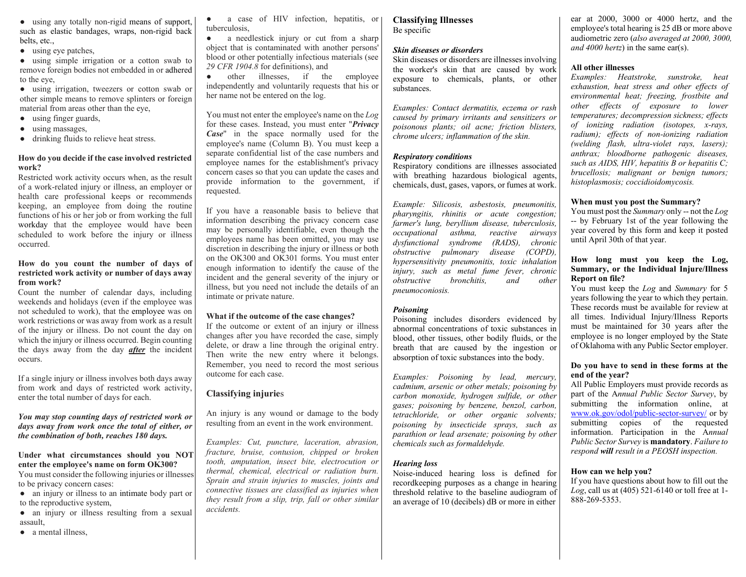- using any totally non-rigid means of support, such as elastic bandages, wraps, non-rigid back belts, etc.,
- using eye patches,
- using simple irrigation or a cotton swab to remove foreign bodies not embedded in or adhered to the eye,
- using irrigation, tweezers or cotton swab or other simple means to remove splinters or foreign material from areas other than the eye,
- using finger guards,
- using massages,
- drinking fluids to relieve heat stress.

**How do you decide if the case involved restricted work?**

Restricted work activity occurs when, as the result of a work-related injury or illness, an employer or health care professional keeps or recommends keeping, an employee from doing the routine functions of his or her job or from working the full workday that the employee would have been scheduled to work before the injury or illness occurred.

**How do you count the number of days of restricted work activity or number of days away from work?**

Count the number of calendar days, including weekends and holidays (even if the employee was not scheduled to work), that the employee was on work restrictions or was away from work as a result of the injury or illness. Do not count the day on which the injury or illness occurred. Begin counting the days away from the day ***after*** the incident occurs.

If a single injury or illness involves both days away from work and days of restricted work activity, enter the total number of days for each.

***You may stop counting days of restricted work or days away from work once the total of either, or the combination of both, reaches 180 days.***

**Under what circumstances should you NOT enter the employee's name on form OK300?**

You must consider the following injuries or illnesses to be privacy concern cases:

- an injury or illness to an intimate body part or to the reproductive system,
- an injury or illness resulting from a sexual assault,
- a mental illness,
- a case of HIV infection, hepatitis, or tuberculosis,
- a needlestick injury or cut from a sharp object that is contaminated with another persons' blood or other potentially infectious materials (see *29 CFR 1904.8* for definitions), and
- other illnesses, if the employee independently and voluntarily requests that his or her name not be entered on the log.

You must not enter the employee's name on the *Log* for these cases. Instead, you must enter "***Privacy Case***" in the space normally used for the employee's name (Column B). You must keep a separate confidential list of the case numbers and employee names for the establishment's privacy concern cases so that you can update the cases and provide information to the government, if requested.

If you have a reasonable basis to believe that information describing the privacy concern case may be personally identifiable, even though the employees name has been omitted, you may use discretion in describing the injury or illness or both on the OK300 and OK301 forms. You must enter enough information to identify the cause of the incident and the general severity of the injury or illness, but you need not include the details of an intimate or private nature.

**What if the outcome of the case changes?**

If the outcome or extent of an injury or illness changes after you have recorded the case, simply delete, or draw a line through the original entry. Then write the new entry where it belongs. Remember, you need to record the most serious outcome for each case.

## Classifying injuries

An injury is any wound or damage to the body resulting from an event in the work environment.

*Examples: Cut, puncture, laceration, abrasion, fracture, bruise, contusion, chipped or broken tooth, amputation, insect bite, electrocution or thermal, chemical, electrical or radiation burn. Sprain and strain injuries to muscles, joints and connective tissues are classified as injuries when they result from a slip, trip, fall or other similar accidents.*

## Classifying Illnesses

Be specific

***Skin diseases or disorders***

Skin diseases or disorders are illnesses involving the worker's skin that are caused by work exposure to chemicals, plants, or other substances.

*Examples: Contact dermatitis, eczema or rash caused by primary irritants and sensitizers or poisonous plants; oil acne; friction blisters, chrome ulcers; inflammation of the skin.*

***Respiratory conditions***

Respiratory conditions are illnesses associated with breathing hazardous biological agents, chemicals, dust, gases, vapors, or fumes at work.

*Example: Silicosis, asbestosis, pneumonitis, pharyngitis, rhinitis or acute congestion; farmer's lung, beryllium disease, tuberculosis, occupational asthma, reactive airways dysfunctional syndrome (RADS), chronic obstructive pulmonary disease (COPD), hypersensitivity pneumonitis, toxic inhalation injury, such as metal fume fever, chronic obstructive bronchitis, and other pneumoconiosis.*

***Poisoning***

Poisoning includes disorders evidenced by abnormal concentrations of toxic substances in blood, other tissues, other bodily fluids, or the breath that are caused by the ingestion or absorption of toxic substances into the body.

*Examples: Poisoning by lead, mercury, cadmium, arsenic or other metals; poisoning by carbon monoxide, hydrogen sulfide, or other gases; poisoning by benzene, benzol, carbon, tetrachloride, or other organic solvents; poisoning by insecticide sprays, such as parathion or lead arsenate; poisoning by other chemicals such as formaldehyde.*

***Hearing loss***

Noise-induced hearing loss is defined for recordkeeping purposes as a change in hearing threshold relative to the baseline audiogram of an average of 10 (decibels) dB or more in either ear at 2000, 3000 or 4000 hertz, and the employee's total hearing is 25 dB or more above audiometric zero (*also averaged at 2000, 3000, and 4000 hertz*) in the same ear(s).

**All other illnesses**

*Examples: Heatstroke, sunstroke, heat exhaustion, heat stress and other effects of environmental heat; freezing, frostbite and other effects of exposure to lower temperatures; decompression sickness; effects of ionizing radiation (isotopes, x-rays, radium); effects of non-ionizing radiation (welding flash, ultra-violet rays, lasers); anthrax; bloodborne pathogenic diseases, such as AIDS, HIV, hepatitis B or hepatitis C; brucellosis; malignant or benign tumors; histoplasmosis; coccidioidomycosis.*

**When must you post the Summary?**

You must post the *Summary* only -- not the *Log* -- by February 1st of the year following the year covered by this form and keep it posted until April 30th of that year.

**How long must you keep the Log, Summary, or the Individual Injure/Illness Report on file?**

You must keep the *Log* and *Summary* for 5 years following the year to which they pertain. These records must be available for review at all times. Individual Injury/Illness Reports must be maintained for 30 years after the employee is no longer employed by the State of Oklahoma with any Public Sector employer.

**Do you have to send in these forms at the end of the year?**

All Public Employers must provide records as part of the A*nnual Public Sector Survey*, by submitting the information online, at www.ok.gov/odol/public-sector-survey/ or by submitting copies of the requested information. Participation in the A*nnual Public Sector Survey* is **mandatory**. *Failure to respond **will** result in a PEOSH inspection.*

**How can we help you?**

If you have questions about how to fill out the *Log*, call us at (405) 521-6140 or toll free at 1-888-269-5353.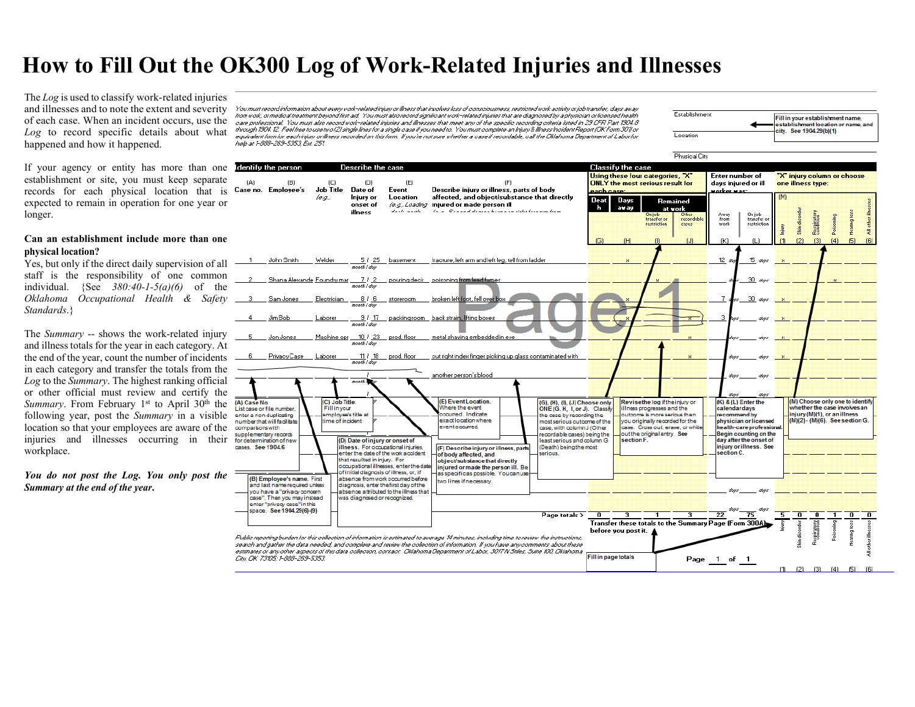# How to Fill Out the OK300 Log of Work-Related Injuries and Illnesses

The *Log* is used to classify work-related injuries and illnesses and to note the extent and severity of each case. When an incident occurs, use the *Log* to record specific details about what happened and how it happened.

If your agency or entity has more than one establishment or site, you must keep separate records for each physical location that is expected to remain in operation for one year or longer.

**Can an establishment include more than one physical location?**

Yes, but only if the direct daily supervision of all staff is the responsibility of one common individual. {See *380:40-1-5(a)(6)* of the *Oklahoma Occupational Health & Safety Standards*.}

The *Summary* -- shows the work-related injury and illness totals for the year in each category. At the end of the year, count the number of incidents in each category and transfer the totals from the *Log* to the *Summary*. The highest ranking official or other official must review and certify the *Summary*. From February 1st to April 30th the following year, post the *Summary* in a visible location so that your employees are aware of the injuries and illnesses occurring in their workplace.

***You do not post the Log. You only post the Summary at the end of the year.***

You must record information about every work-related injury or illness that involves loss of consciousness, restricted work activity or job transfer, days away from work, or medical treatment beyond first aid. You must also record significant work-related injuries that are diagnosed by a physician or licensed health care professional. You must also record work-related injuries and illnesses that meet any of the specific recording criteria listed in 29 CFR Part 1904.8 through 1904.12. Feel free to use two (2) single lines for a single case if you need to. You must complete an Injury & Illness Incident Report (OK Form 301) or equivalent form for each injury or illness recorded on this form. If you're not sure whether a case if recordable, call the Oklahoma Department of Labor for help at 1-888-269-5353, Ext. 251.

Establishment / Location / Physical City — Fill in your establishment name, establishment location or name, and city. See 1904.29(b)(1)

| Identify the person | | | Describe the case | | | Classify the case: Using these four categories, "X" ONLY the most serious result for each case: | | | | Enter number of days injured or ill worker was: | | "X" injury column or choose one illness type: (M) | | | | | |
|---|---|---|---|---|---|---|---|---|---|---|---|---|---|---|---|---|---|
| (A) Case no. | (B) Employee's | (C) Job Title (e.g., | (D) Date of Injury or onset of illness | (E) Event Location (e.g., Loading dock north | (F) Describe injury or illness, parts of body affected, and object/substance that directly injured or made person ill (e.g., Second degree burns on right forearm from | Death (G) | Days away (H) | Remained at work: On job transfer or restriction (I) | Remained at work: Other recordable cases (J) | Away from work (K) | On job transfer or restriction (L) | Injury (1) | Skin disorder (2) | Respiratory condition (3) | Poisoning (4) | Hearing loss (5) | All other illnesses (6) |
| 1 | John Smith | Welder | 5 / 25 month / day | basement | fracture, left arm and left leg, fell from ladder | | x | | | 12 days | 15 days | x | | | | | |
| 2 | Shana Alexande | Foundry mar | 7 / 2 month / day | pouring deck | poisoning from lead fumes | | | x | | days | 30 days | | | | x | | |
| 3 | Sam Jones | Electrician | 8 / 6 month / day | storeroom | broken left foot, fell over box | | x | | | 7 days | 30 days | x | | | | | |
| 4 | Jim Bob | Laborer | 9 / 17 month / day | packing room | back strain, lifting boxes | | x | | x | 3 days | days | x | | | | | |
| 5 | Jon Jones | Machine opr | 10 / 23 month / day | prod. floor | metal shaving embedded in eye | | | | x | days | days | x | | | | | |
| 6 | Privacy Case | Laborer | 11 / 18 month / day | prod. floor | cut right index finger picking up glass contaminated with another person's blood | | | | x | days | days | x | | | | | |
| | | | Page totals > | | | 0 | 3 | 1 | 3 | 22 | 75 | 5 | 0 | 0 | 1 | 0 | 0 |

Transfer these totals to the Summary Page (Form 300A) before you post it.

Fill in page totals

Page 1 of 1

**(A) Case No.** List case or file number, enter a non-duplicating number that will facilitate comparisons with supplementary records for determination of new cases. See 1904.6

**(B) Employee's name.** First and last name required unless you have a "privacy concern case". Then you may instead enter "privacy case" in this space. See 1904.29(6)-(9)

**(C) Job Title.** Fill in your employee's title at time of incident

**(D) Date of injury or onset of illness.** For occupational injuries, enter the date of the work accident that resulted in injury. For occupational illnesses, enter the date of initial diagnosis of illness, or, if absence from work occurred before diagnosis, enter the first day of the absence attributed to the illness that was diagnosed or recognized.

**(E) Event Location.** Where the event occurred. Indicate exact location where event occurred.

**(F) Describe injury or illness, parts of body affected, and object/substance that directly injured or made the person ill.** Be as specific as possible. You can use two lines if necessary.

**(G), (H), (I), (J) Choose only ONE (G, H, I, or J).** Classify the case by recording the most serious outcome of the case, with column J (Other recordable cases) being the least serious and column G (Death) being the most serious.

Revise the log if the injury or illness progresses and the outcome is more serious than you originally recorded for the case. Cross out, erase, or white out the original entry. See section F.

**(K) & (L) Enter the calendar days recommend by physician or licensed health-care professional. Begin counting on the day after the onset of injury or illness. See section C.**

**(M) Choose only one to identify whether the case involves an injury (M)(1), or an illness (M)(2) - (M)(6). See section G.**

Public reporting burden for this collection of information is estimated to average 14 minutes, including time to review the instructions, search and gather the data needed, and complete and review the collection of information. If you have any comments about these estimates or any other aspects of this data collection, contact: Oklahoma Department of Labor, 3017 N Stiles, Suite 100, Oklahoma City, OK 73105; 1-888-269-5353.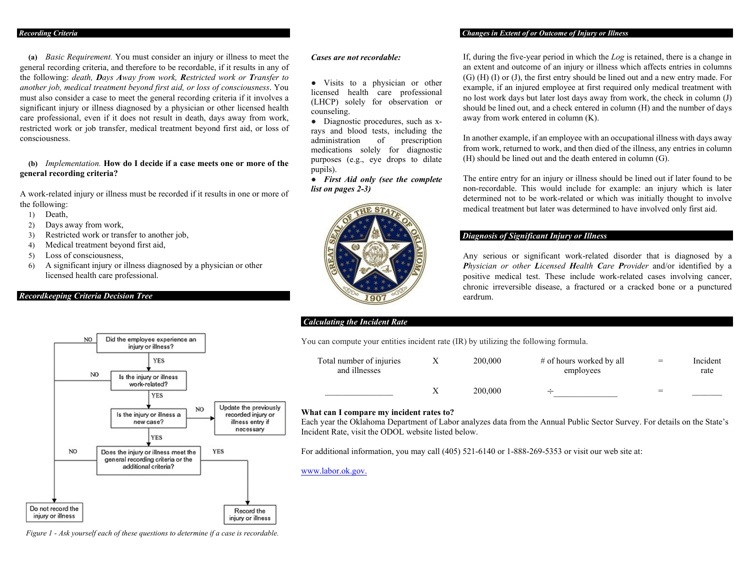## Recording Criteria

**(a)** *Basic Requirement.* You must consider an injury or illness to meet the general recording criteria, and therefore to be recordable, if it results in any of the following: *death, **D**ays **A**way from work, **R**estricted work or **T**ransfer to another job, medical treatment beyond first aid, or loss of consciousness*. You must also consider a case to meet the general recording criteria if it involves a significant injury or illness diagnosed by a physician or other licensed health care professional, even if it does not result in death, days away from work, restricted work or job transfer, medical treatment beyond first aid, or loss of consciousness.

**(b)** *Implementation.* **How do I decide if a case meets one or more of the general recording criteria?**

A work-related injury or illness must be recorded if it results in one or more of the following:

1) Death,
2) Days away from work,
3) Restricted work or transfer to another job,
4) Medical treatment beyond first aid,
5) Loss of consciousness,
6) A significant injury or illness diagnosed by a physician or other licensed health care professional.

## Recordkeeping Criteria Decision Tree

- Did the employee experience an injury or illness? NO → Do not record the injury or illness. YES →
- Is the injury or illness work-related? NO → Do not record the injury or illness. YES →
- Is the injury or illness a new case? NO → Update the previously recorded injury or illness entry if necessary. YES →
- Does the injury or illness meet the general recording criteria or the additional criteria? NO → Do not record the injury or illness. YES → Record the injury or illness.

*Figure 1 - Ask yourself each of these questions to determine if a case is recordable.*

***Cases are not recordable:***

- Visits to a physician or other licensed health care professional (LHCP) solely for observation or counseling.
- Diagnostic procedures, such as x-rays and blood tests, including the administration of prescription medications solely for diagnostic purposes (e.g., eye drops to dilate pupils).
- ***First Aid only (see the complete list on pages 2-3)***

## Changes in Extent of or Outcome of Injury or Illness

If, during the five-year period in which the *Log* is retained, there is a change in an extent and outcome of an injury or illness which affects entries in columns (G) (H) (I) or (J), the first entry should be lined out and a new entry made. For example, if an injured employee at first required only medical treatment with no lost work days but later lost days away from work, the check in column (J) should be lined out, and a check entered in column (H) and the number of days away from work entered in column (K).

In another example, if an employee with an occupational illness with days away from work, returned to work, and then died of the illness, any entries in column (H) should be lined out and the death entered in column (G).

The entire entry for an injury or illness should be lined out if later found to be non-recordable. This would include for example: an injury which is later determined not to be work-related or which was initially thought to involve medical treatment but later was determined to have involved only first aid.

## Diagnosis of Significant Injury or Illness

Any serious or significant work-related disorder that is diagnosed by a ***Physician or other Licensed Health Care Provider*** and/or identified by a positive medical test. These include work-related cases involving cancer, chronic irreversible disease, a fractured or a cracked bone or a punctured eardrum.

## Calculating the Incident Rate

You can compute your entities incident rate (IR) by utilizing the following formula.

| Total number of injuries and illnesses | X | 200,000 | # of hours worked by all employees | = | Incident rate |
|---|---|---|---|---|---|
| _______________ | X | 200,000 | ÷______________ | = | _______ |

**What can I compare my incident rates to?**
Each year the Oklahoma Department of Labor analyzes data from the Annual Public Sector Survey. For details on the State's Incident Rate, visit the ODOL website listed below.

For additional information, you may call (405) 521-6140 or 1-888-269-5353 or visit our web site at:

www.labor.ok.gov.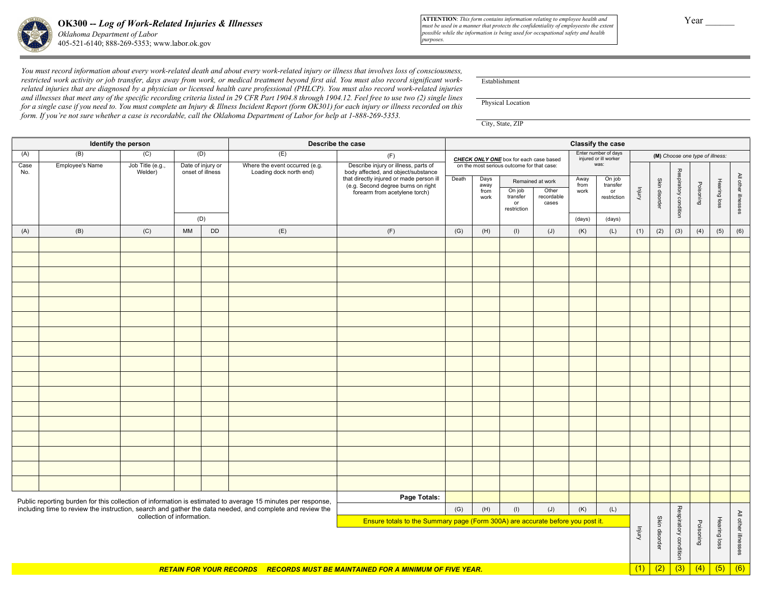# OK300 -- *Log of Work-Related Injuries & Illnesses*

*Oklahoma Department of Labor*
405-521-6140; 888-269-5353; www.labor.ok.gov

**ATTENTION**: *This form contains information relating to employee health and must be used in a manner that protects the confidentiality of employeesto the extent possible while the information is being used for occupational safety and health purposes.*

Year ______

*You must record information about every work-related death and about every work-related injury or illness that involves loss of consciousness, restricted work activity or job transfer, days away from work, or medical treatment beyond first aid. You must also record significant work-related injuries that are diagnosed by a physician or licensed health care professional (PHLCP). You must also record work-related injuries and illnesses that meet any of the specific recording criteria listed in 29 CFR Part 1904.8 through 1904.12. Feel free to use two (2) single lines for a single case if you need to. You must complete an Injury & Illness Incident Report (form OK301) for each injury or illness recorded on this form. If you're not sure whether a case is recordable, call the Oklahoma Department of Labor for help at 1-888-269-5353.*

Establishment ______________________

Physical Location ______________________

City, State, ZIP ______________________

| Identify the person | | | | | Describe the case | | Classify the case | | | | | | | | | | | |
|---|---|---|---|---|---|---|---|---|---|---|---|---|---|---|---|---|---|---|
| (A) | (B) | (C) | (D) | | (E) | (F) | ***CHECK ONLY ONE*** box for each case based on the most serious outcome for that case: | | | | Enter number of days injured or ill worker was: | | **(M)** *Choose one type of illness:* | | | | | |
| Case No. | Employee's Name | Job Title (e.g., Welder) | Date of injury or onset of illness | | Where the event occurred (e.g. Loading dock north end) | Describe injury or illness, parts of body affected, and object/substance that directly injured or made person ill (e.g. Second degree burns on right forearm from acetylene torch) | Death | Days away from work | Remained at work: On job transfer or restriction | Remained at work: Other recordable cases | Away from work (days) | On job transfer or restriction (days) | Injury | Skin disorder | Respiratory condition | Poisoning | Hearing loss | All other illnesses |
| (A) | (B) | (C) | MM | DD | (E) | (F) | (G) | (H) | (I) | (J) | (K) | (L) | (1) | (2) | (3) | (4) | (5) | (6) |
| | | | | | | | | | | | | | | | | | | |
| | | | | | | | | | | | | | | | | | | |
| | | | | | | | | | | | | | | | | | | |
| | | | | | | | | | | | | | | | | | | |
| | | | | | | | | | | | | | | | | | | |
| | | | | | | | | | | | | | | | | | | |
| | | | | | | | | | | | | | | | | | | |
| | | | | | | | | | | | | | | | | | | |
| | | | | | | | | | | | | | | | | | | |
| | | | | | | | | | | | | | | | | | | |
| | | | | | | | | | | | | | | | | | | |
| | | | | | | | | | | | | | | | | | | |
| | | | | | | | | | | | | | | | | | | |
| | | | | | | | | | | | | | | | | | | |
| | | | | | | | | | | | | | | | | | | |
| | | | | | | | | | | | | | | | | | | |
| | | | | | | | | | | | | | | | | | | |
| | | | | | | **Page Totals:** | | | | | | | | | | | | |
| | | | | | | | (G) | (H) | (I) | (J) | (K) | (L) | Injury | Skin disorder | Respiratory condition | Poisoning | Hearing loss | All other illnesses |
| | | | | | | | | | | | | | (1) | (2) | (3) | (4) | (5) | (6) |

Ensure totals to the Summary page (Form 300A) are accurate before you post it.

Public reporting burden for this collection of information is estimated to average 15 minutes per response, including time to review the instruction, search and gather the data needed, and complete and review the collection of information.

***RETAIN FOR YOUR RECORDS     RECORDS MUST BE MAINTAINED FOR A MINIMUM OF FIVE YEAR.***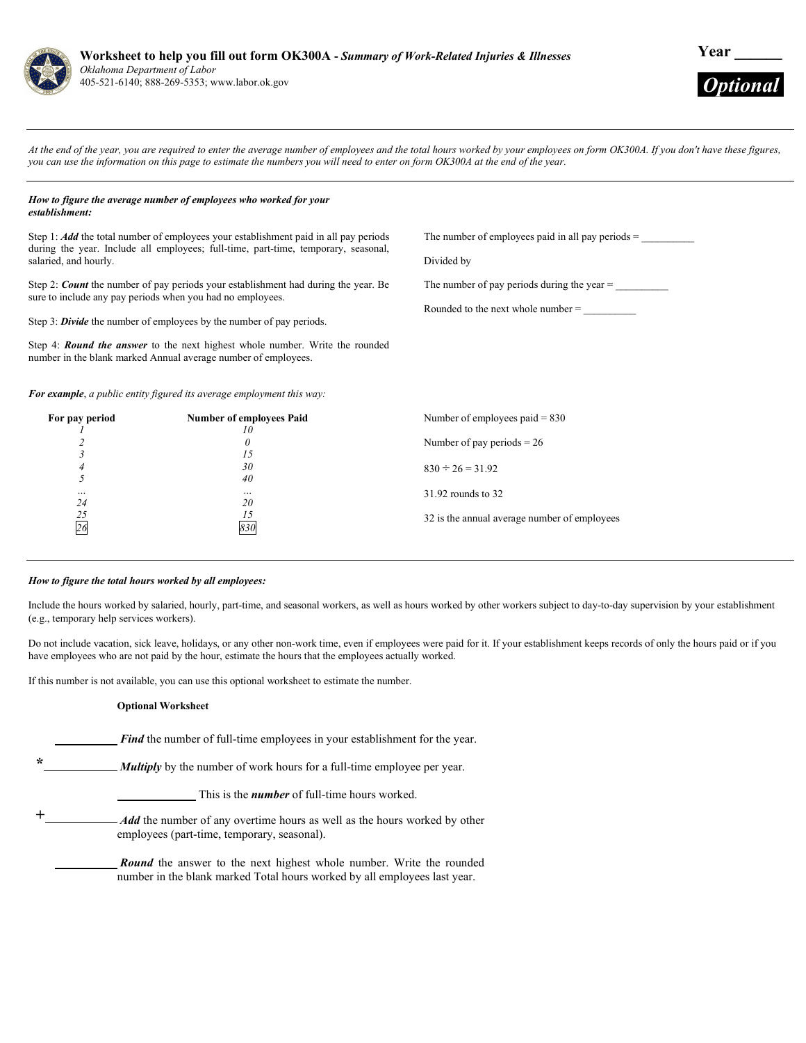# Worksheet to help you fill out form OK300A - *Summary of Work-Related Injuries & Illnesses*

*Oklahoma Department of Labor*
405-521-6140; 888-269-5353; www.labor.ok.gov

**Year ______**

***Optional***

---

*At the end of the year, you are required to enter the average number of employees and the total hours worked by your employees on form OK300A. If you don't have these figures, you can use the information on this page to estimate the numbers you will need to enter on form OK300A at the end of the year.*

---

***How to figure the average number of employees who worked for your establishment:***

Step 1: ***Add*** the total number of employees your establishment paid in all pay periods during the year. Include all employees; full-time, part-time, temporary, seasonal, salaried, and hourly.

Step 2: ***Count*** the number of pay periods your establishment had during the year. Be sure to include any pay periods when you had no employees.

Step 3: ***Divide*** the number of employees by the number of pay periods.

Step 4: ***Round the answer*** to the next highest whole number. Write the rounded number in the blank marked Annual average number of employees.

The number of employees paid in all pay periods = __________

Divided by

The number of pay periods during the year = __________

Rounded to the next whole number = __________

***For example**, a public entity figured its average employment this way:*

| For pay period | Number of employees Paid |
|---|---|
| *1* | *10* |
| *2* | *0* |
| *3* | *15* |
| *4* | *30* |
| *5* | *40* |
| *...* | *...* |
| *24* | *20* |
| *25* | *15* |
| *26* | *830* |

Number of employees paid = 830

Number of pay periods = 26

830 ÷ 26 = 31.92

31.92 rounds to 32

32 is the annual average number of employees

---

***How to figure the total hours worked by all employees:***

Include the hours worked by salaried, hourly, part-time, and seasonal workers, as well as hours worked by other workers subject to day-to-day supervision by your establishment (e.g., temporary help services workers).

Do not include vacation, sick leave, holidays, or any other non-work time, even if employees were paid for it. If your establishment keeps records of only the hours paid or if you have employees who are not paid by the hour, estimate the hours that the employees actually worked.

If this number is not available, you can use this optional worksheet to estimate the number.

**Optional Worksheet**

__________ ***Find*** the number of full-time employees in your establishment for the year.

* __________ ***Multiply*** by the number of work hours for a full-time employee per year.

__________ This is the ***number*** of full-time hours worked.

+ __________ ***Add*** the number of any overtime hours as well as the hours worked by other employees (part-time, temporary, seasonal).

__________ ***Round*** the answer to the next highest whole number. Write the rounded number in the blank marked Total hours worked by all employees last year.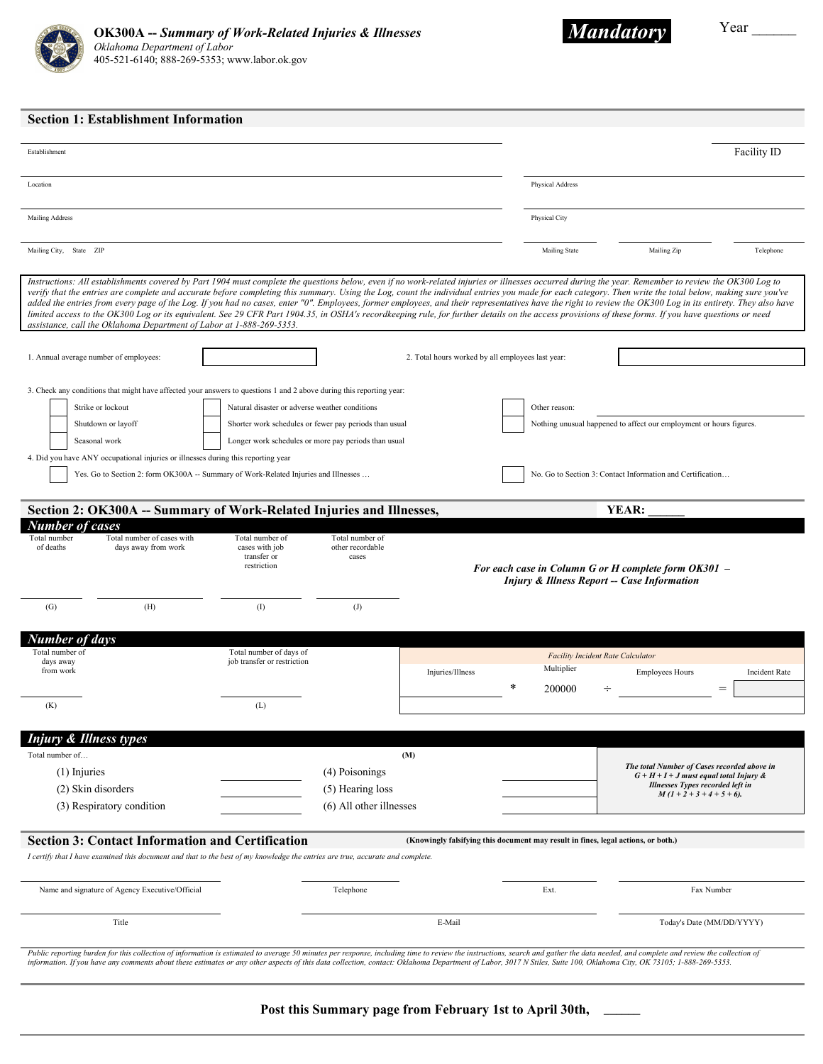# OK300A -- *Summary of Work-Related Injuries & Illnesses*

*Oklahoma Department of Labor*
405-521-6140; 888-269-5353; www.labor.ok.gov

***Mandatory***

Year ______

## Section 1: Establishment Information

Establishment ____________________ Facility ID ____________________

Location ____________________ Physical Address ____________________

Mailing Address ____________________ Physical City ____________________

Mailing City, State ZIP ____________________ Mailing State ________ Mailing Zip ________ Telephone ________

*Instructions: All establishments covered by Part 1904 must complete the questions below, even if no work-related injuries or illnesses occurred during the year. Remember to review the OK300 Log to verify that the entries are complete and accurate before completing this summary. Using the Log, count the individual entries you made for each category. Then write the total below, making sure you've added the entries from every page of the Log. If you had no cases, enter "0". Employees, former employees, and their representatives have the right to review the OK300 Log in its entirety. They also have limited access to the OK300 Log or its equivalent. See 29 CFR Part 1904.35, in OSHA's recordkeeping rule, for further details on the access provisions of these forms. If you have questions or need assistance, call the Oklahoma Department of Labor at 1-888-269-5353.*

1. Annual average number of employees: ____________________

2. Total hours worked by all employees last year: ____________________

3. Check any conditions that might have affected your answers to questions 1 and 2 above during this reporting year:

- ☐ Strike or lockout
- ☐ Shutdown or layoff
- ☐ Seasonal work
- ☐ Natural disaster or adverse weather conditions
- ☐ Shorter work schedules or fewer pay periods than usual
- ☐ Longer work schedules or more pay periods than usual
- ☐ Other reason: ____________________
- ☐ Nothing unusual happened to affect our employment or hours figures.

4. Did you have ANY occupational injuries or illnesses during this reporting year

- ☐ Yes. Go to Section 2: form OK300A -- Summary of Work-Related Injuries and Illnesses …
- ☐ No. Go to Section 3: Contact Information and Certification…

## Section 2: OK300A -- Summary of Work-Related Injuries and Illnesses, YEAR: ______

### *Number of cases*

| Total number of deaths | Total number of cases with days away from work | Total number of cases with job transfer or restriction | Total number of other recordable cases |
|---|---|---|---|
| ________ | ________ | ________ | ________ |
| (G) | (H) | (I) | (J) |

***For each case in Column G or H complete form OK301 – Injury & Illness Report -- Case Information***

### *Number of days*

| Total number of days away from work | Total number of days of job transfer or restriction |
|---|---|
| ________ | ________ |
| (K) | (L) |

*Facility Incident Rate Calculator*

| Injuries/Illness | | Multiplier | | Employees Hours | | Incident Rate |
|---|---|---|---|---|---|---|
| ________ | * | 200000 | ÷ | ________ | = | ________ |

### *Injury & Illness types*

Total number of… (M)

| | | | |
|---|---|---|---|
| (1) Injuries | ________ | (4) Poisonings | ________ |
| (2) Skin disorders | ________ | (5) Hearing loss | ________ |
| (3) Respiratory condition | ________ | (6) All other illnesses | ________ |

***The total Number of Cases recorded above in G + H + I + J must equal total Injury & Illnesses Types recorded left in M (1 + 2 + 3 + 4 + 5 + 6).***

## Section 3: Contact Information and Certification

**(Knowingly falsifying this document may result in fines, legal actions, or both.)**

*I certify that I have examined this document and that to the best of my knowledge the entries are true, accurate and complete.*

| | | | |
|---|---|---|---|
| Name and signature of Agency Executive/Official | Telephone | Ext. | Fax Number |
| Title | E-Mail | | Today's Date (MM/DD/YYYY) |

*Public reporting burden for this collection of information is estimated to average 50 minutes per response, including time to review the instructions, search and gather the data needed, and complete and review the collection of information. If you have any comments about these estimates or any other aspects of this data collection, contact: Oklahoma Department of Labor, 3017 N Stiles, Suite 100, Oklahoma City, OK 73105; 1-888-269-5353.*

**Post this Summary page from February 1st to April 30th, ______**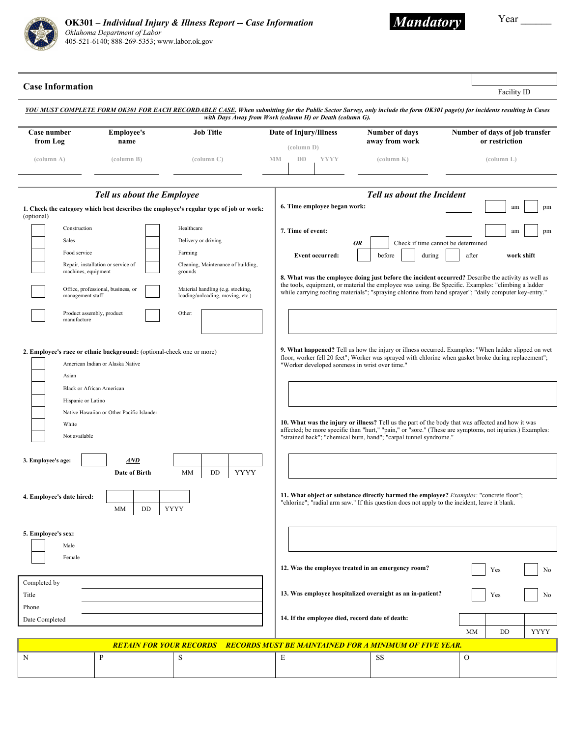# OK301 – *Individual Injury & Illness Report -- Case Information*

*Oklahoma Department of Labor*
405-521-6140; 888-269-5353; www.labor.ok.gov

***Mandatory***

Year ______

## Case Information

Facility ID

***YOU MUST COMPLETE FORM OK301 FOR EACH RECORDABLE CASE.*** ***When submitting for the Public Sector Survey, only include the form OK301 page(s) for incidents resulting in Cases with Days Away from Work (column H) or Death (column G).***

| Case number from Log | Employee's name | Job Title | Date of Injury/Illness | Number of days away from work | Number of days of job transfer or restriction |
|---|---|---|---|---|---|
| (column A) | (column B) | (column C) | (column D) MM DD YYYY | (column K) | (column L) |
| | | | | | |

### *Tell us about the Employee*

**1. Check the category which best describes the employee's regular type of job or work:** (optional)

- ☐ Construction
- ☐ Healthcare
- ☐ Sales
- ☐ Delivery or driving
- ☐ Food service
- ☐ Farming
- ☐ Repair, installation or service of machines, equipment
- ☐ Cleaning, Maintenance of building, grounds
- ☐ Office, professional, business, or management staff
- ☐ Material handling (e.g. stocking, loading/unloading, moving, etc.)
- ☐ Product assembly, product manufacture
- ☐ Other: ______

**2. Employee's race or ethnic background:** (optional-check one or more)

- ☐ American Indian or Alaska Native
- ☐ Asian
- ☐ Black or African American
- ☐ Hispanic or Latino
- ☐ Native Hawaiian or Other Pacific Islander
- ☐ White
- ☐ Not available

**3. Employee's age:** ______ ***AND*** **Date of Birth** MM DD YYYY

**4. Employee's date hired:** MM DD YYYY

**5. Employee's sex:**

- ☐ Male
- ☐ Female

| | |
|---|---|
| Completed by | |
| Title | |
| Phone | |
| Date Completed | |

### *Tell us about the Incident*

**6. Time employee began work:** ______ ☐ am ☐ pm

**7. Time of event:** ______ ☐ am ☐ pm

***OR*** ☐ Check if time cannot be determined

**Event occurred:** ☐ before ☐ during ☐ after **work shift**

**8. What was the employee doing just before the incident occurred?** Describe the activity as well as the tools, equipment, or material the employee was using. Be Specific. Examples: "climbing a ladder while carrying roofing materials"; "spraying chlorine from hand sprayer"; "daily computer key-entry."

**9. What happened?** Tell us how the injury or illness occurred. Examples: "When ladder slipped on wet floor, worker fell 20 feet"; Worker was sprayed with chlorine when gasket broke during replacement"; "Worker developed soreness in wrist over time."

**10. What was the injury or illness?** Tell us the part of the body that was affected and how it was affected; be more specific than "hurt," "pain," or "sore." (These are symptoms, not injuries.) Examples: "strained back"; "chemical burn, hand"; "carpal tunnel syndrome."

**11. What object or substance directly harmed the employee?** *Examples:* "concrete floor"; "chlorine"; "radial arm saw." If this question does not apply to the incident, leave it blank.

**12. Was the employee treated in an emergency room?** ☐ Yes ☐ No

**13. Was employee hospitalized overnight as an in-patient?** ☐ Yes ☐ No

**14. If the employee died, record date of death:** MM DD YYYY

***RETAIN FOR YOUR RECORDS RECORDS MUST BE MAINTAINED FOR A MINIMUM OF FIVE YEAR.***

| N | P | S | E | SS | O |
|---|---|---|---|---|---|
| | | | | | |